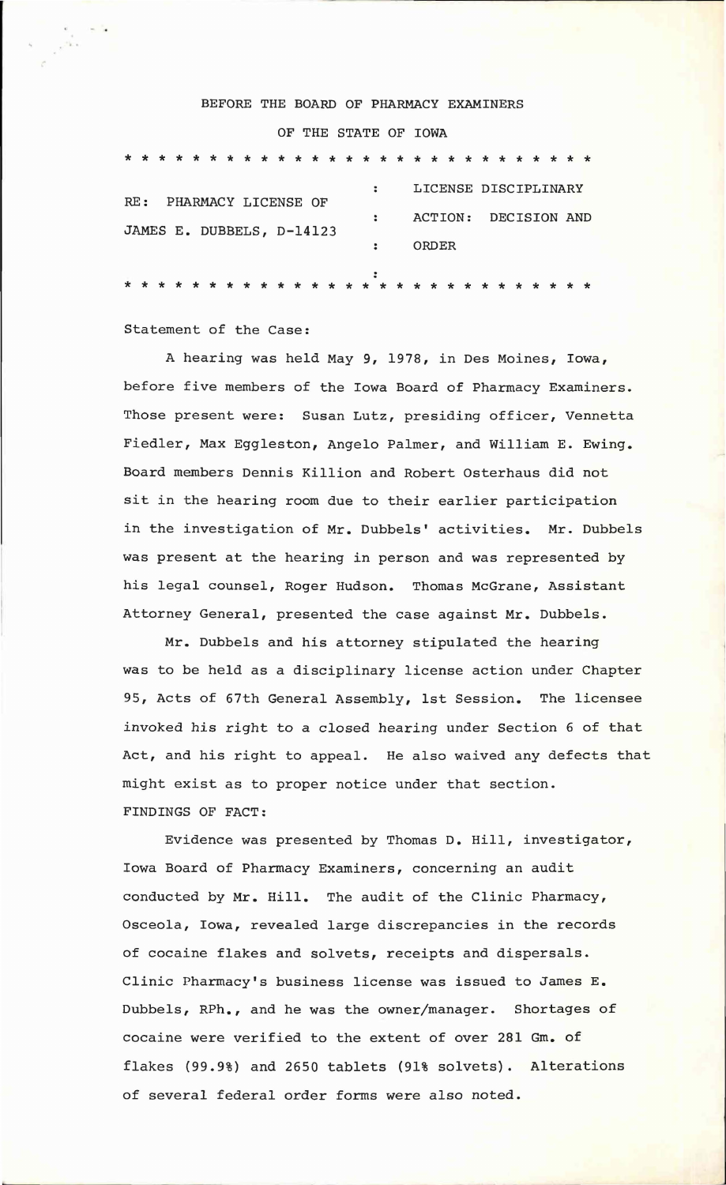BEFORE THE BOARD OF PHARMACY EXAMINERS

OF THE STATE OF IOWA

* * * * * * * * * * * * * * * * * * * * * * * * * * * * * *

| RE: PHARMACY LICENSE OF JAMES E. DUBBELS, D-14123 | : LICENSE DISCIPLINARY ACTION: DECISION AND ORDER |
|---|---|

* * * * * * * * * * * * * * * * * * * * * * * * * * * * * *

Statement of the Case:

A hearing was held May 9, 1978, in Des Moines, Iowa, before five members of the Iowa Board of Pharmacy Examiners. Those present were: Susan Lutz, presiding officer, Vennetta Fiedler, Max Eggleston, Angelo Palmer, and William E. Ewing. Board members Dennis Killion and Robert Osterhaus did not sit in the hearing room due to their earlier participation in the investigation of Mr. Dubbels' activities. Mr. Dubbels was present at the hearing in person and was represented by his legal counsel, Roger Hudson. Thomas McGrane, Assistant Attorney General, presented the case against Mr. Dubbels.

Mr. Dubbels and his attorney stipulated the hearing was to be held as a disciplinary license action under Chapter 95, Acts of 67th General Assembly, 1st Session. The licensee invoked his right to a closed hearing under Section 6 of that Act, and his right to appeal. He also waived any defects that might exist as to proper notice under that section.

FINDINGS OF FACT:

Evidence was presented by Thomas D. Hill, investigator, Iowa Board of Pharmacy Examiners, concerning an audit conducted by Mr. Hill. The audit of the Clinic Pharmacy, Osceola, Iowa, revealed large discrepancies in the records of cocaine flakes and solvets, receipts and dispersals. Clinic Pharmacy's business license was issued to James E. Dubbels, RPh., and he was the owner/manager. Shortages of cocaine were verified to the extent of over 281 Gm. of flakes (99.9%) and 2650 tablets (91% solvets). Alterations of several federal order forms were also noted.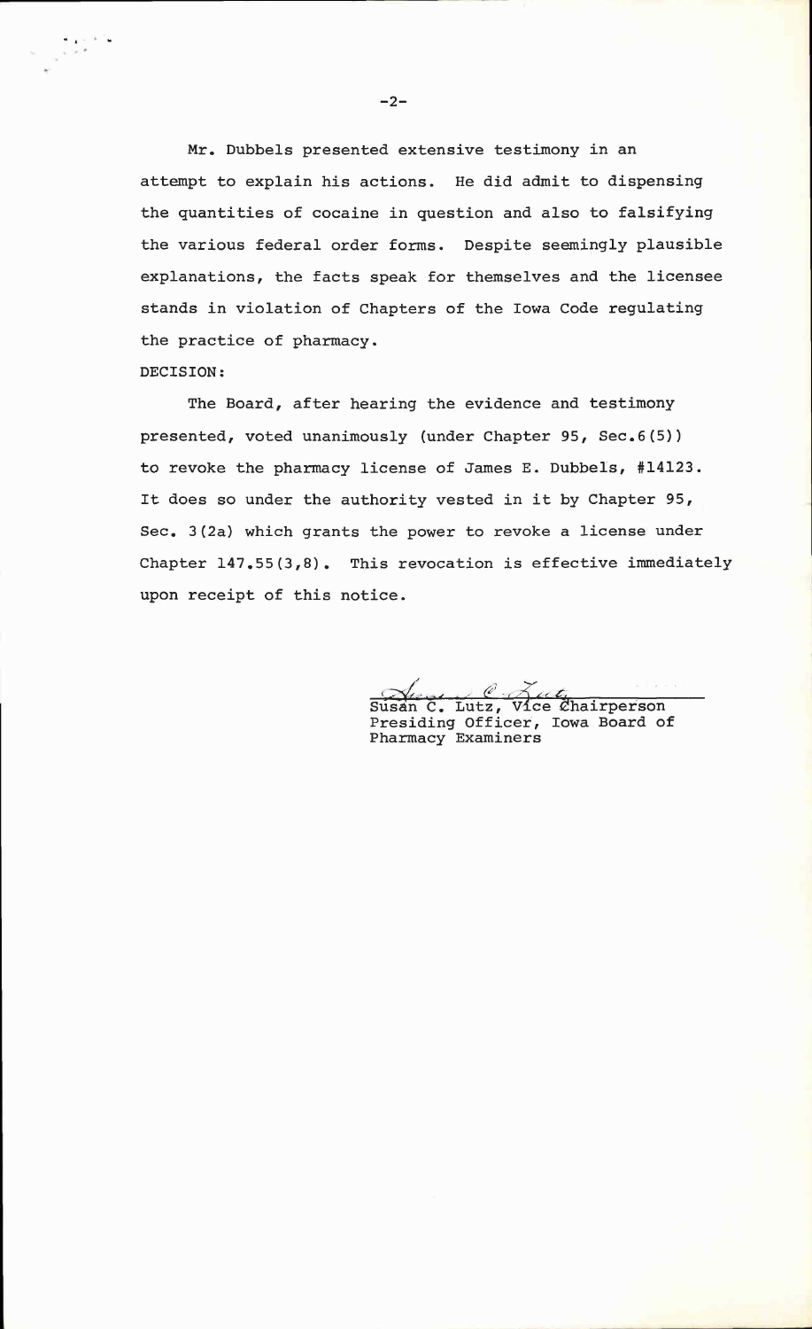Mr. Dubbels presented extensive testimony in an attempt to explain his actions. He did admit to dispensing the quantities of cocaine in question and also to falsifying the various federal order forms. Despite seemingly plausible explanations, the facts speak for themselves and the licensee stands in violation of Chapters of the Iowa Code regulating the practice of pharmacy.

DECISION:

The Board, after hearing the evidence and testimony presented, voted unanimously (under Chapter 95, Sec.6(5)) to revoke the pharmacy license of James E. Dubbels, #14123. It does so under the authority vested in it by Chapter 95, Sec. 3(2a) which grants the power to revoke a license under Chapter 147.55(3,8). This revocation is effective immediately upon receipt of this notice.

Susan C. Lutz, Vice Chairperson
Presiding Officer, Iowa Board of Pharmacy Examiners